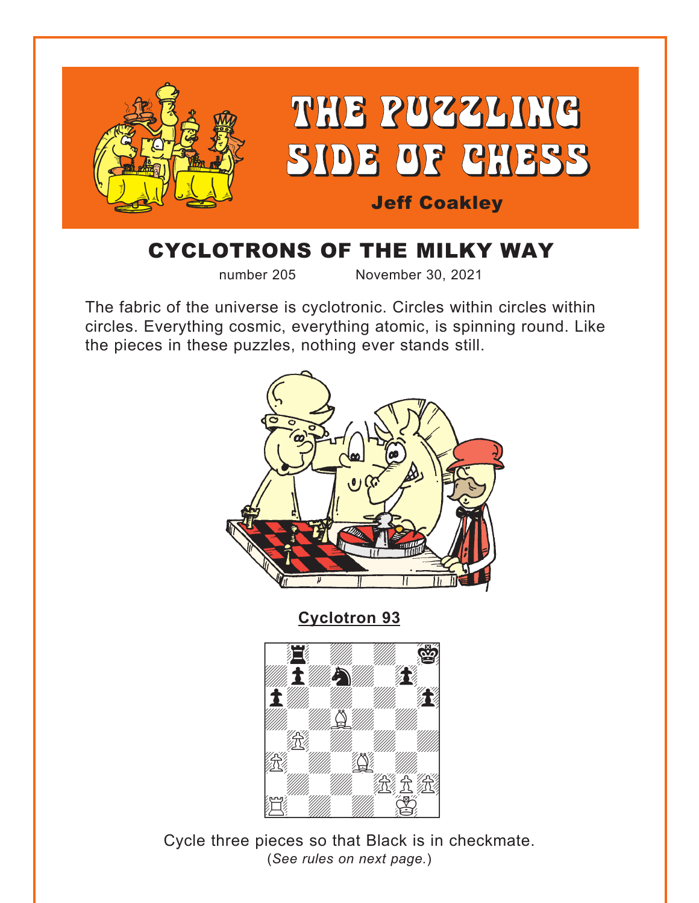# THE PUZZLING SIDE OF CHESS

**Jeff Coakley**

## CYCLOTRONS OF THE MILKY WAY

number 205 November 30, 2021

The fabric of the universe is cyclotronic. Circles within circles within circles. Everything cosmic, everything atomic, is spinning round. Like the pieces in these puzzles, nothing ever stands still.

**Cyclotron 93**

Cycle three pieces so that Black is in checkmate.
(*See rules on next page.*)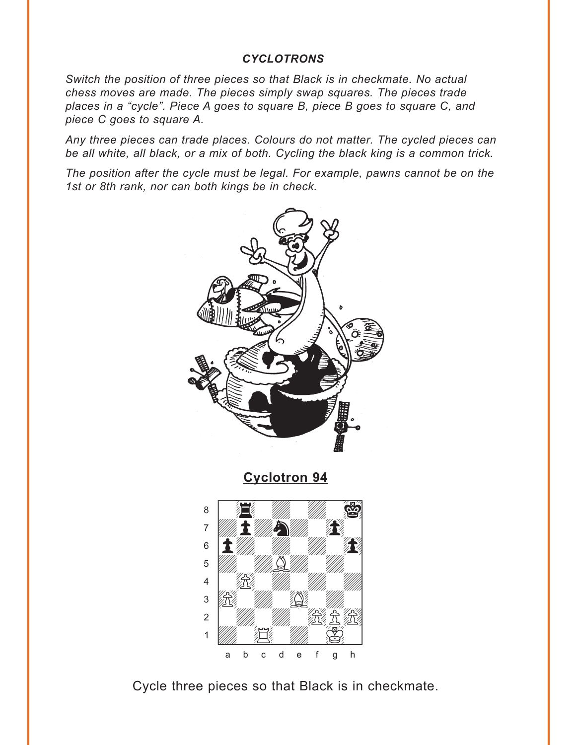### *CYCLOTRONS*

*Switch the position of three pieces so that Black is in checkmate. No actual chess moves are made. The pieces simply swap squares. The pieces trade places in a "cycle". Piece A goes to square B, piece B goes to square C, and piece C goes to square A.*

*Any three pieces can trade places. Colours do not matter. The cycled pieces can be all white, all black, or a mix of both. Cycling the black king is a common trick.*

*The position after the cycle must be legal. For example, pawns cannot be on the 1st or 8th rank, nor can both kings be in check.*

## Cyclotron 94

Cycle three pieces so that Black is in checkmate.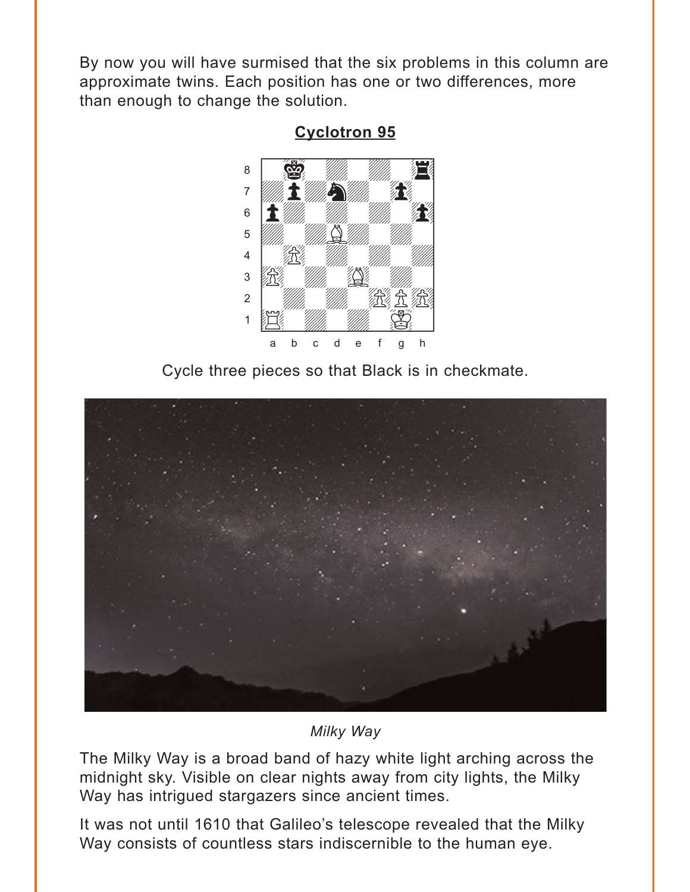By now you will have surmised that the six problems in this column are approximate twins. Each position has one or two differences, more than enough to change the solution.

**Cyclotron 95**

Cycle three pieces so that Black is in checkmate.

*Milky Way*

The Milky Way is a broad band of hazy white light arching across the midnight sky. Visible on clear nights away from city lights, the Milky Way has intrigued stargazers since ancient times.

It was not until 1610 that Galileo's telescope revealed that the Milky Way consists of countless stars indiscernible to the human eye.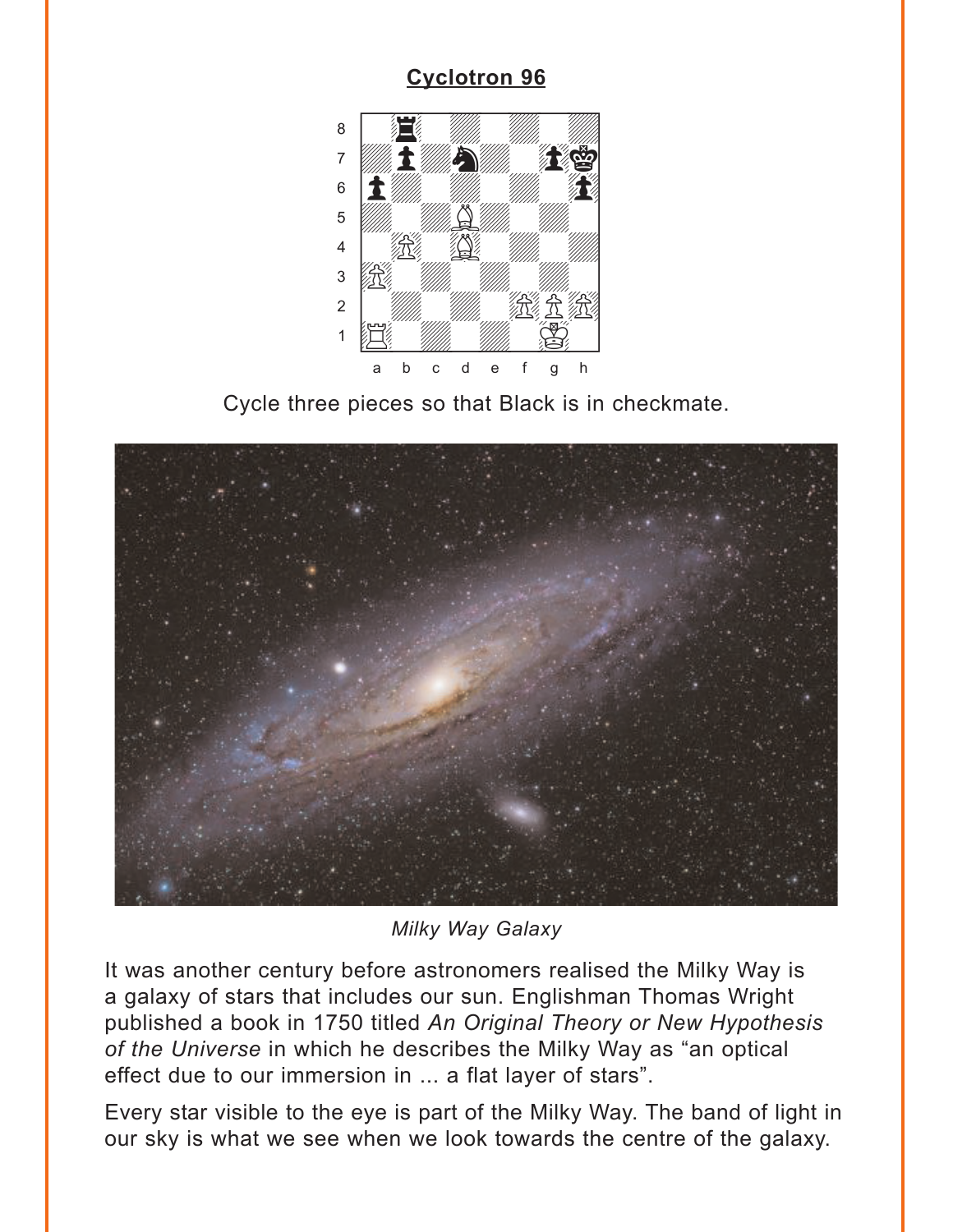## Cyclotron 96

Cycle three pieces so that Black is in checkmate.

*Milky Way Galaxy*

It was another century before astronomers realised the Milky Way is a galaxy of stars that includes our sun. Englishman Thomas Wright published a book in 1750 titled *An Original Theory or New Hypothesis of the Universe* in which he describes the Milky Way as "an optical effect due to our immersion in ... a flat layer of stars".

Every star visible to the eye is part of the Milky Way. The band of light in our sky is what we see when we look towards the centre of the galaxy.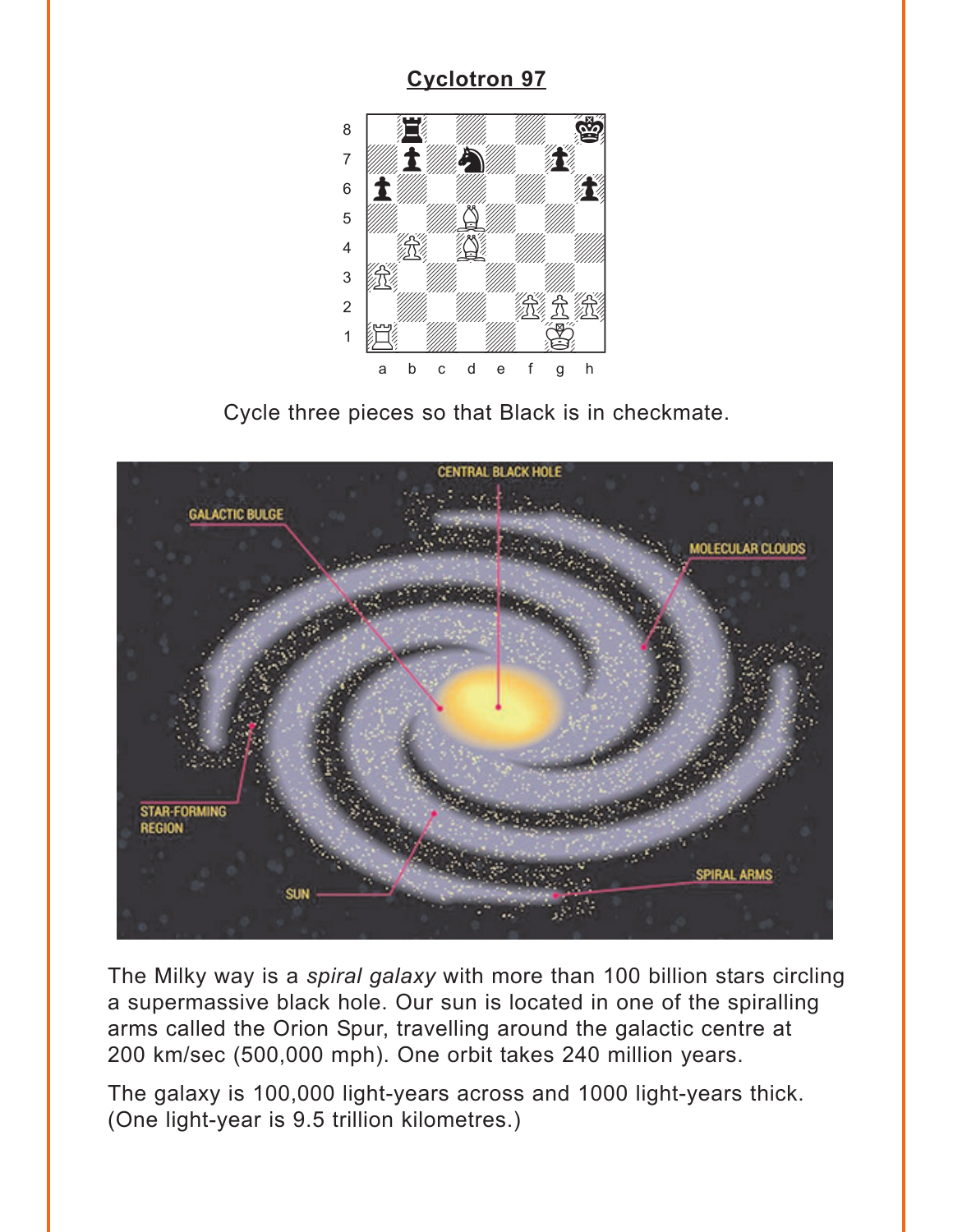## Cyclotron 97

Cycle three pieces so that Black is in checkmate.

CENTRAL BLACK HOLE
GALACTIC BULGE
MOLECULAR CLOUDS
STAR-FORMING REGION
SUN
SPIRAL ARMS

The Milky way is a *spiral galaxy* with more than 100 billion stars circling a supermassive black hole. Our sun is located in one of the spiralling arms called the Orion Spur, travelling around the galactic centre at 200 km/sec (500,000 mph). One orbit takes 240 million years.

The galaxy is 100,000 light-years across and 1000 light-years thick. (One light-year is 9.5 trillion kilometres.)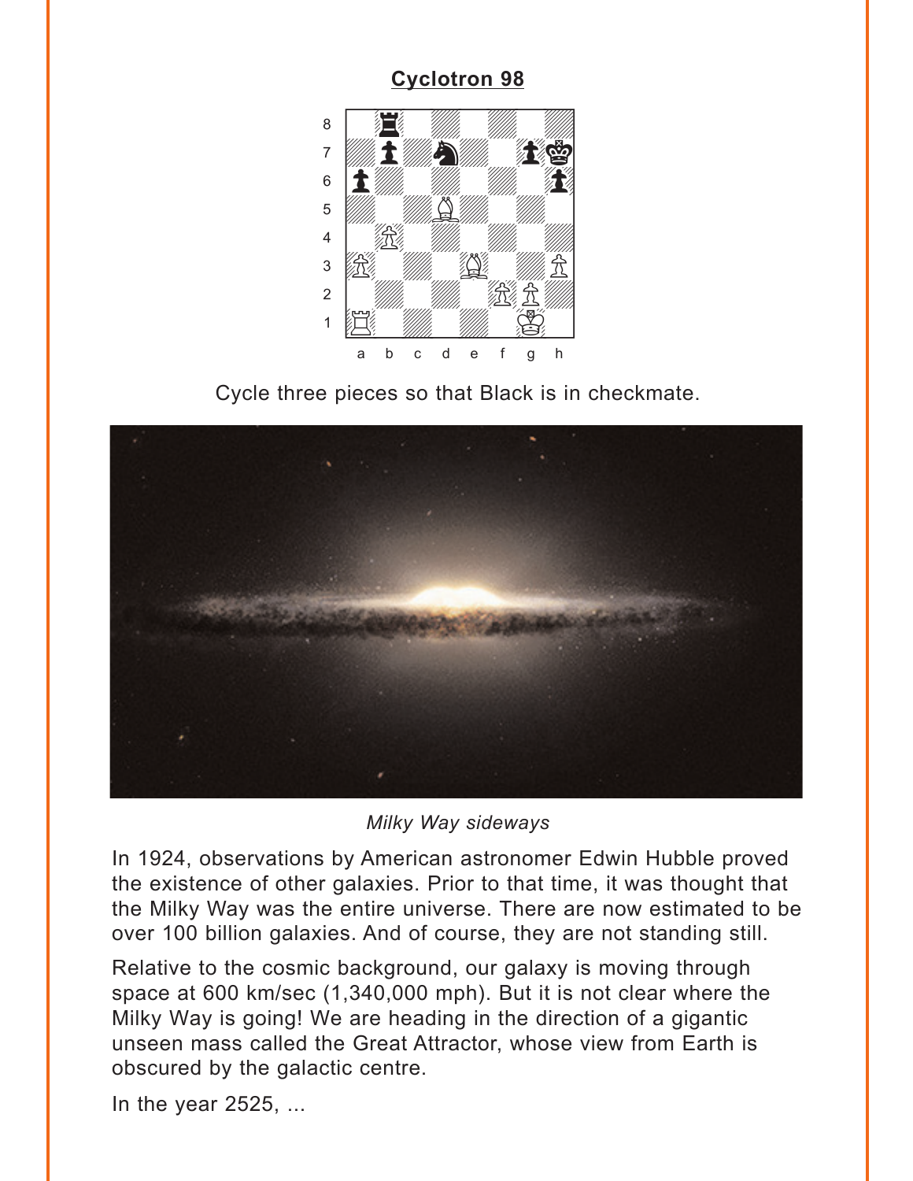## Cyclotron 98

Cycle three pieces so that Black is in checkmate.

*Milky Way sideways*

In 1924, observations by American astronomer Edwin Hubble proved the existence of other galaxies. Prior to that time, it was thought that the Milky Way was the entire universe. There are now estimated to be over 100 billion galaxies. And of course, they are not standing still.

Relative to the cosmic background, our galaxy is moving through space at 600 km/sec (1,340,000 mph). But it is not clear where the Milky Way is going! We are heading in the direction of a gigantic unseen mass called the Great Attractor, whose view from Earth is obscured by the galactic centre.

In the year 2525, ...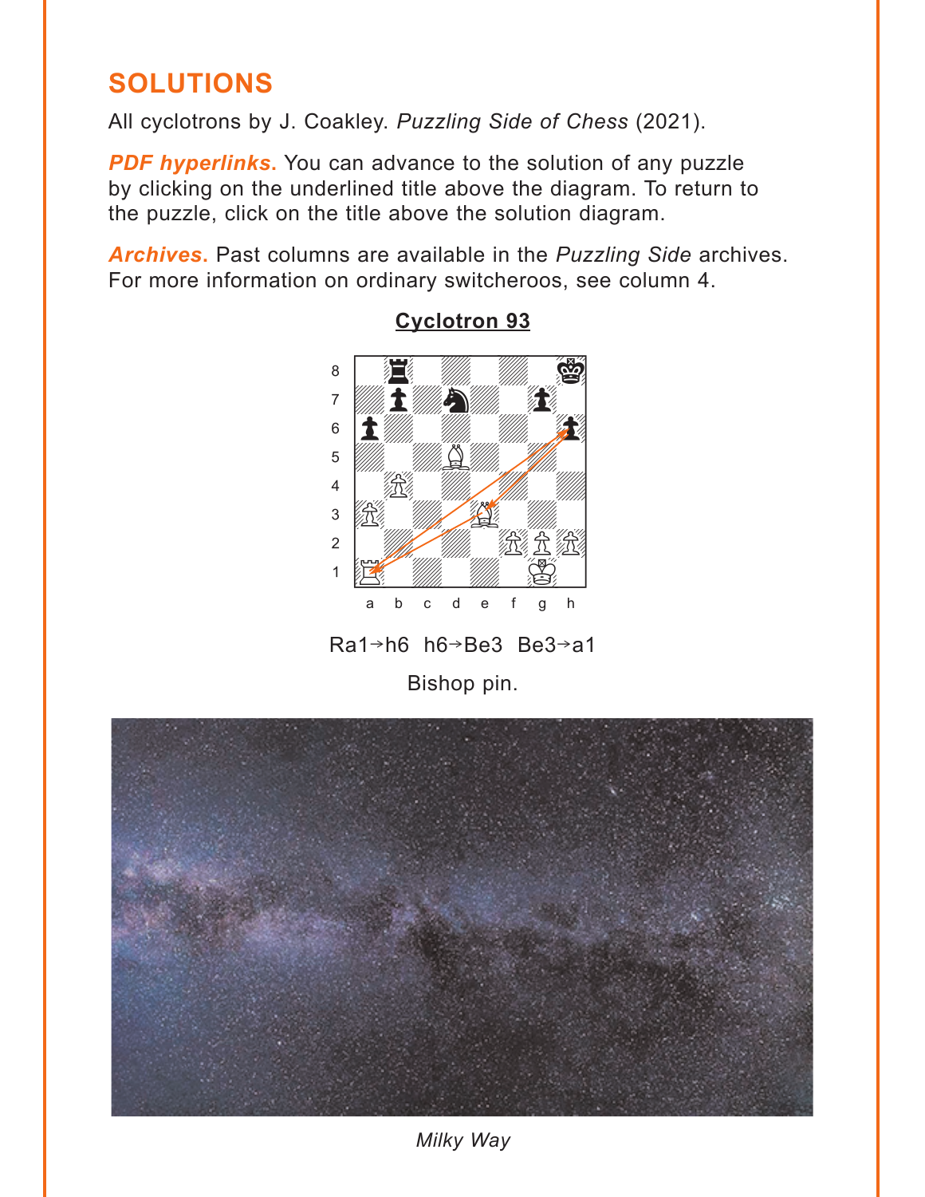## SOLUTIONS

All cyclotrons by J. Coakley. *Puzzling Side of Chess* (2021).

***PDF hyperlinks.*** You can advance to the solution of any puzzle by clicking on the underlined title above the diagram. To return to the puzzle, click on the title above the solution diagram.

***Archives.*** Past columns are available in the *Puzzling Side* archives. For more information on ordinary switcheroos, see column 4.

### Cyclotron 93

Ra1→h6 h6→Be3 Be3→a1

Bishop pin.

*Milky Way*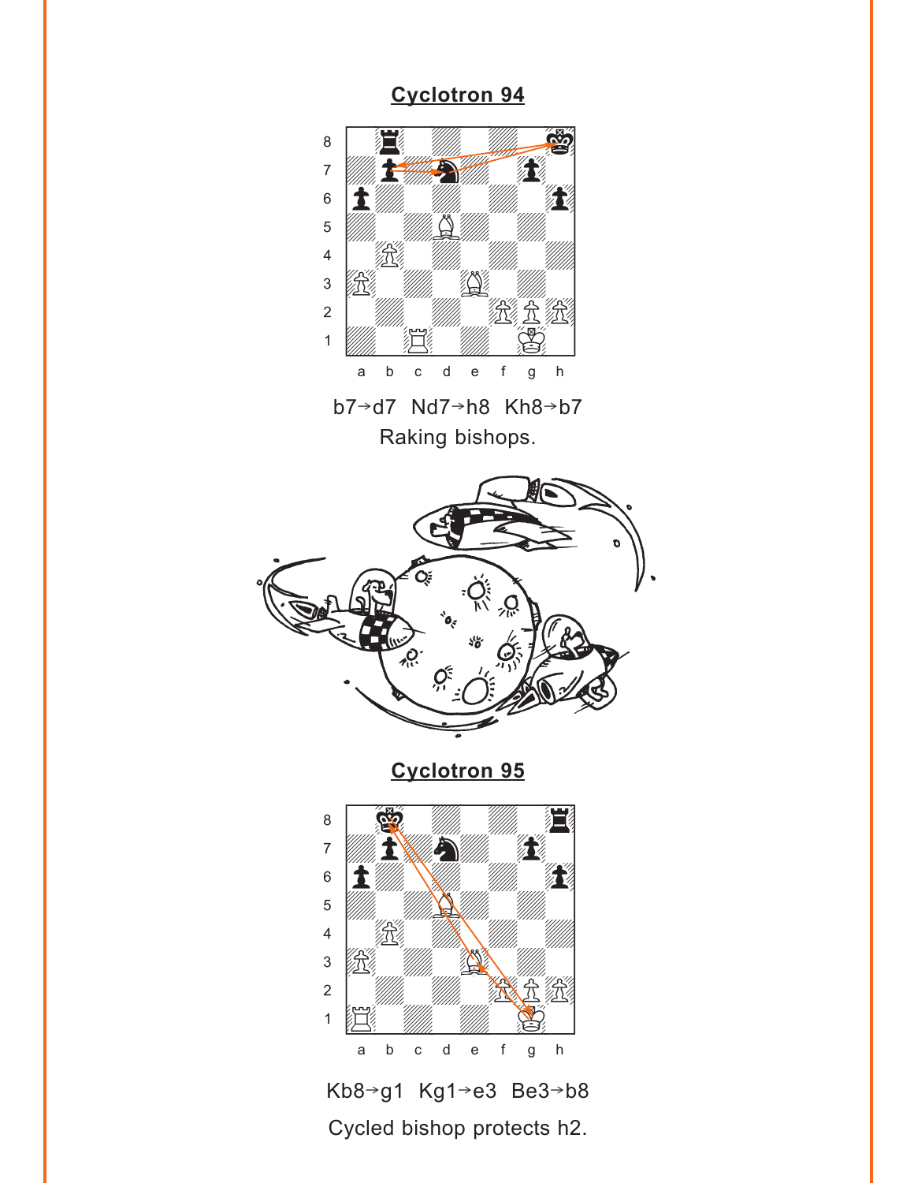## Cyclotron 94

b7→d7 Nd7→h8 Kh8→b7

Raking bishops.

## Cyclotron 95

Kb8→g1 Kg1→e3 Be3→b8

Cycled bishop protects h2.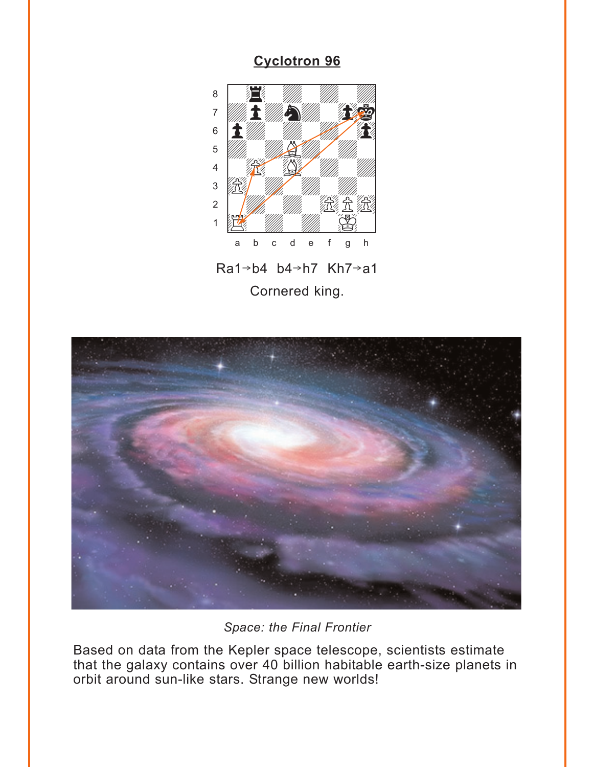## Cyclotron 96

Ra1→b4 b4→h7 Kh7→a1

Cornered king.

*Space: the Final Frontier*

Based on data from the Kepler space telescope, scientists estimate that the galaxy contains over 40 billion habitable earth-size planets in orbit around sun-like stars. Strange new worlds!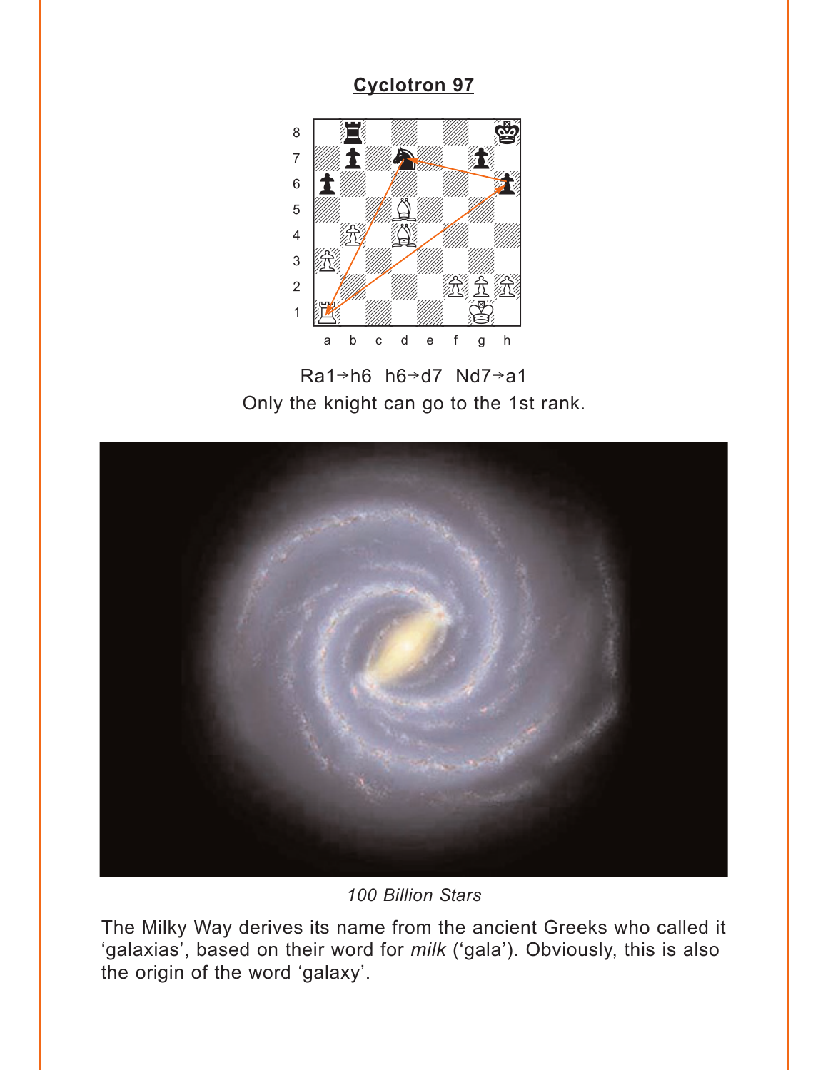**Cyclotron 97**

8
7
6
5
4
3
2
1

a b c d e f g h

Ra1→h6 h6→d7 Nd7→a1

Only the knight can go to the 1st rank.

*100 Billion Stars*

The Milky Way derives its name from the ancient Greeks who called it ‘galaxias’, based on their word for *milk* (‘gala’). Obviously, this is also the origin of the word ‘galaxy’.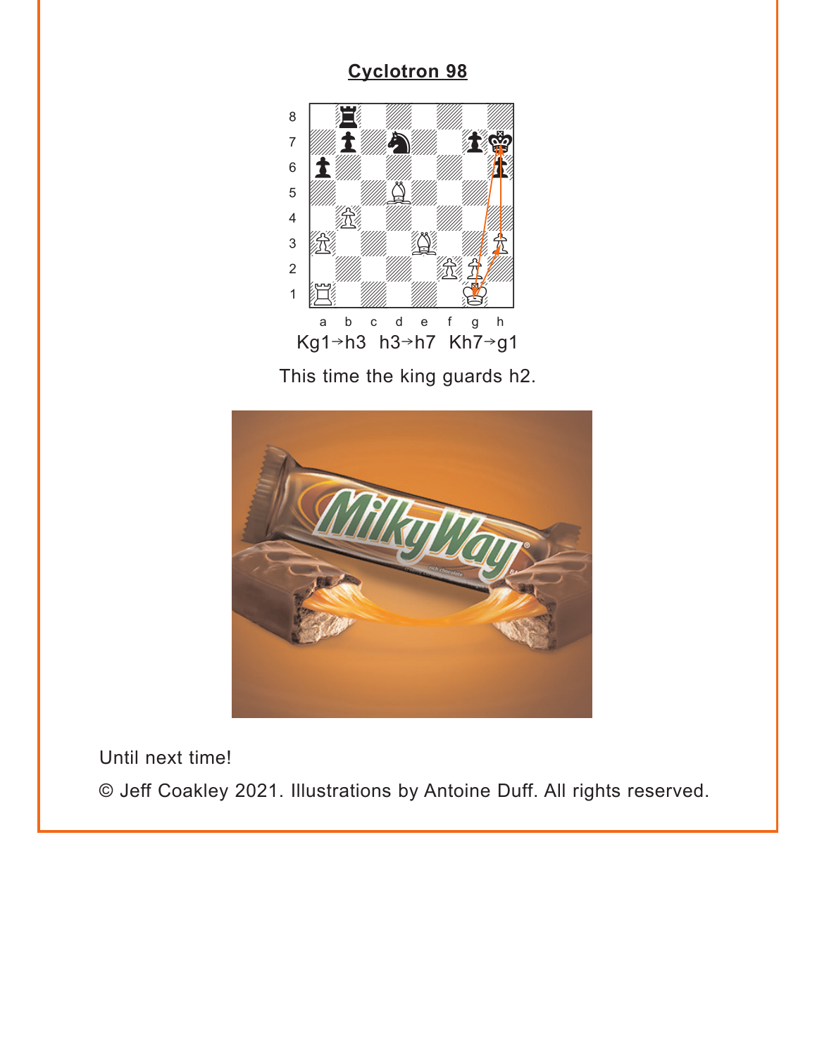## Cyclotron 98

Kg1→h3  h3→h7  Kh7→g1

This time the king guards h2.

Until next time!

© Jeff Coakley 2021. Illustrations by Antoine Duff. All rights reserved.